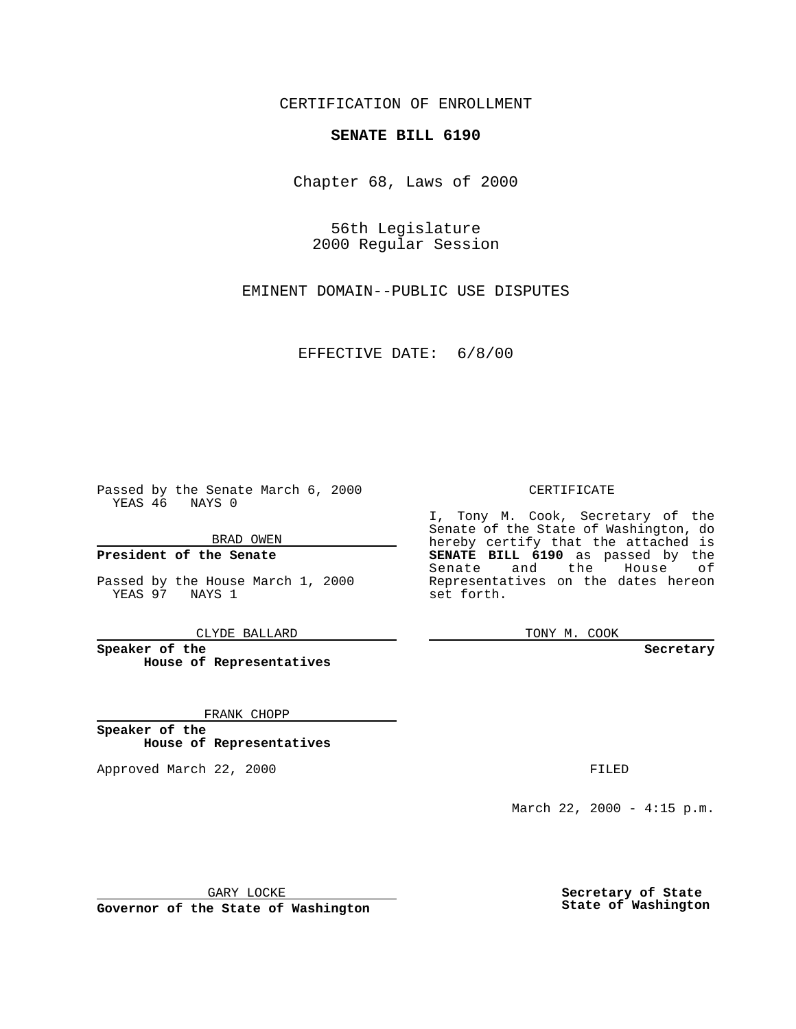CERTIFICATION OF ENROLLMENT

**SENATE BILL 6190**

Chapter 68, Laws of 2000

56th Legislature
2000 Regular Session

EMINENT DOMAIN--PUBLIC USE DISPUTES

EFFECTIVE DATE: 6/8/00

Passed by the Senate March 6, 2000
YEAS 46 NAYS 0

BRAD OWEN

**President of the Senate**

Passed by the House March 1, 2000
YEAS 97 NAYS 1

CLYDE BALLARD

**Speaker of the House of Representatives**

FRANK CHOPP

**Speaker of the House of Representatives**

Approved March 22, 2000

GARY LOCKE

**Governor of the State of Washington**

CERTIFICATE

I, Tony M. Cook, Secretary of the Senate of the State of Washington, do hereby certify that the attached is **SENATE BILL 6190** as passed by the Senate and the House of Representatives on the dates hereon set forth.

TONY M. COOK

**Secretary**

FILED

March 22, 2000 - 4:15 p.m.

**Secretary of State**
**State of Washington**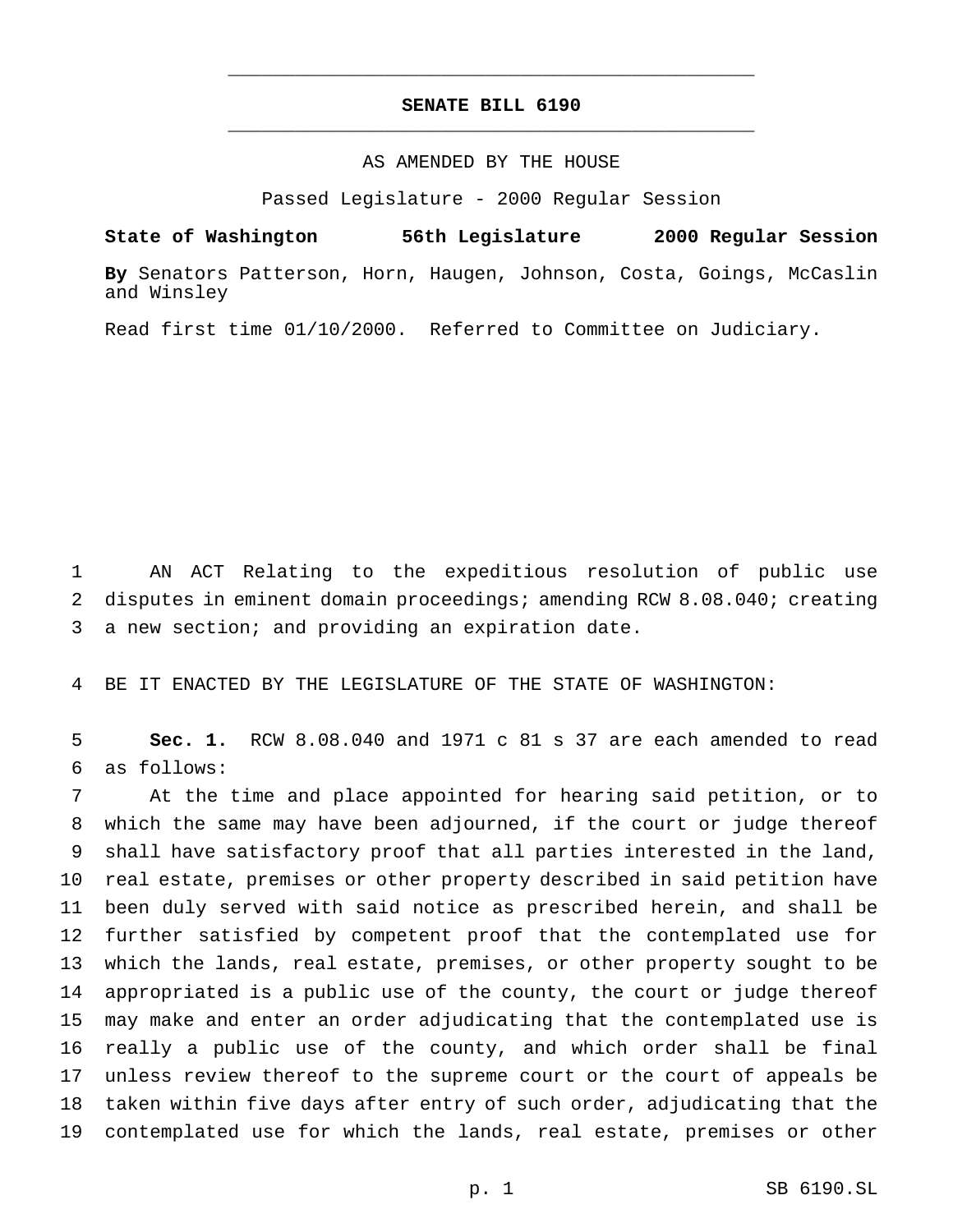# SENATE BILL 6190

AS AMENDED BY THE HOUSE

Passed Legislature - 2000 Regular Session

**State of Washington 56th Legislature 2000 Regular Session**

**By** Senators Patterson, Horn, Haugen, Johnson, Costa, Goings, McCaslin and Winsley

Read first time 01/10/2000. Referred to Committee on Judiciary.

1 AN ACT Relating to the expeditious resolution of public use
2 disputes in eminent domain proceedings; amending RCW 8.08.040; creating
3 a new section; and providing an expiration date.

4 BE IT ENACTED BY THE LEGISLATURE OF THE STATE OF WASHINGTON:

5 **Sec. 1.** RCW 8.08.040 and 1971 c 81 s 37 are each amended to read
6 as follows:

7 At the time and place appointed for hearing said petition, or to
8 which the same may have been adjourned, if the court or judge thereof
9 shall have satisfactory proof that all parties interested in the land,
10 real estate, premises or other property described in said petition have
11 been duly served with said notice as prescribed herein, and shall be
12 further satisfied by competent proof that the contemplated use for
13 which the lands, real estate, premises, or other property sought to be
14 appropriated is a public use of the county, the court or judge thereof
15 may make and enter an order adjudicating that the contemplated use is
16 really a public use of the county, and which order shall be final
17 unless review thereof to the supreme court or the court of appeals be
18 taken within five days after entry of such order, adjudicating that the
19 contemplated use for which the lands, real estate, premises or other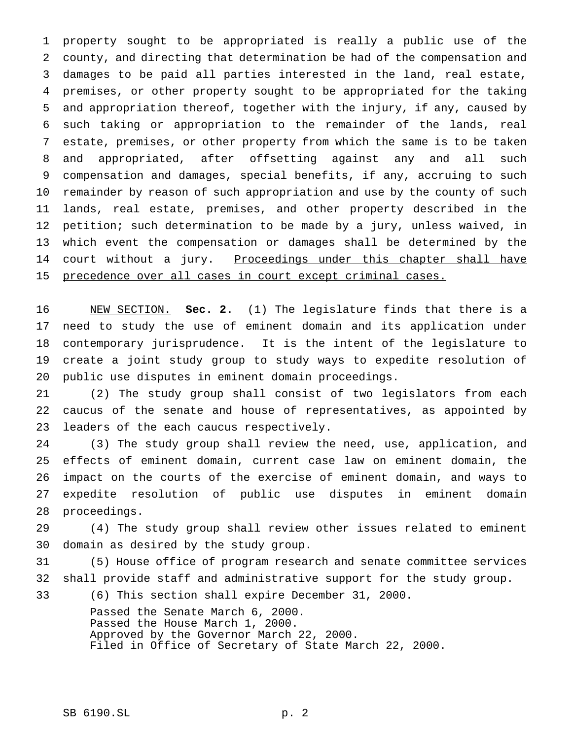property sought to be appropriated is really a public use of the county, and directing that determination be had of the compensation and damages to be paid all parties interested in the land, real estate, premises, or other property sought to be appropriated for the taking and appropriation thereof, together with the injury, if any, caused by such taking or appropriation to the remainder of the lands, real estate, premises, or other property from which the same is to be taken and appropriated, after offsetting against any and all such compensation and damages, special benefits, if any, accruing to such remainder by reason of such appropriation and use by the county of such lands, real estate, premises, and other property described in the petition; such determination to be made by a jury, unless waived, in which event the compensation or damages shall be determined by the court without a jury. <u>Proceedings under this chapter shall have precedence over all cases in court except criminal cases.</u>

<u>NEW SECTION.</u> **Sec. 2.** (1) The legislature finds that there is a need to study the use of eminent domain and its application under contemporary jurisprudence. It is the intent of the legislature to create a joint study group to study ways to expedite resolution of public use disputes in eminent domain proceedings.

(2) The study group shall consist of two legislators from each caucus of the senate and house of representatives, as appointed by leaders of the each caucus respectively.

(3) The study group shall review the need, use, application, and effects of eminent domain, current case law on eminent domain, the impact on the courts of the exercise of eminent domain, and ways to expedite resolution of public use disputes in eminent domain proceedings.

(4) The study group shall review other issues related to eminent domain as desired by the study group.

(5) House office of program research and senate committee services shall provide staff and administrative support for the study group.

(6) This section shall expire December 31, 2000.

Passed the Senate March 6, 2000.
Passed the House March 1, 2000.
Approved by the Governor March 22, 2000.
Filed in Office of Secretary of State March 22, 2000.